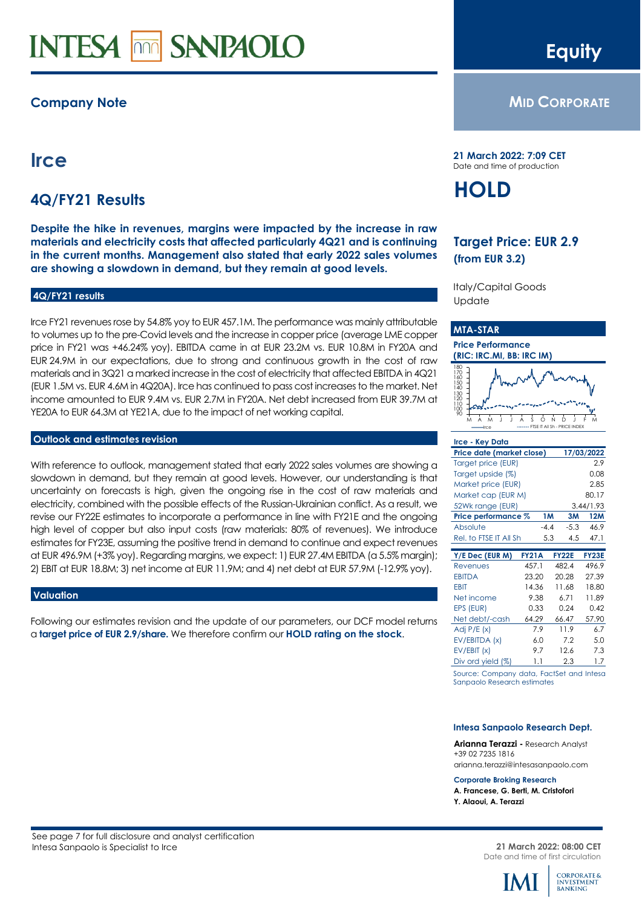INTESA SANPAOLO

# Equity

## Company Note

**MID CORPORATE**

# Irce

## 4Q/FY21 Results

**21 March 2022: 7:09 CET**
Date and time of production

# HOLD

**Despite the hike in revenues, margins were impacted by the increase in raw materials and electricity costs that affected particularly 4Q21 and is continuing in the current months. Management also stated that early 2022 sales volumes are showing a slowdown in demand, but they remain at good levels.**

### 4Q/FY21 results

Irce FY21 revenues rose by 54.8% yoy to EUR 457.1M. The performance was mainly attributable to volumes up to the pre-Covid levels and the increase in copper price (average LME copper price in FY21 was +46.24% yoy). EBITDA came in at EUR 23.2M vs. EUR 10.8M in FY20A and EUR 24.9M in our expectations, due to strong and continuous growth in the cost of raw materials and in 3Q21 a marked increase in the cost of electricity that affected EBITDA in 4Q21 (EUR 1.5M vs. EUR 4.6M in 4Q20A). Irce has continued to pass cost increases to the market. Net income amounted to EUR 9.4M vs. EUR 2.7M in FY20A. Net debt increased from EUR 39.7M at YE20A to EUR 64.3M at YE21A, due to the impact of net working capital.

### Outlook and estimates revision

With reference to outlook, management stated that early 2022 sales volumes are showing a slowdown in demand, but they remain at good levels. However, our understanding is that uncertainty on forecasts is high, given the ongoing rise in the cost of raw materials and electricity, combined with the possible effects of the Russian-Ukrainian conflict. As a result, we revise our FY22E estimates to incorporate a performance in line with FY21E and the ongoing high level of copper but also input costs (raw materials: 80% of revenues). We introduce estimates for FY23E, assuming the positive trend in demand to continue and expect revenues at EUR 496.9M (+3% yoy). Regarding margins, we expect: 1) EUR 27.4M EBITDA (a 5.5% margin); 2) EBIT at EUR 18.8M; 3) net income at EUR 11.9M; and 4) net debt at EUR 57.9M (-12.9% yoy).

### Valuation

Following our estimates revision and the update of our parameters, our DCF model returns a **target price of EUR 2.9/share.** We therefore confirm our **HOLD rating on the stock**.

## Target Price: EUR 2.9
**(from EUR 3.2)**

Italy/Capital Goods
Update

**MTA-STAR**

**Price Performance**
**(RIC: IRC.MI, BB: IRC IM)**

180
170
160
150
140
130
120
110
100
90
M A M J J A S O N D J F M
Irce
FTSE IT All Sh - PRICE INDEX

**Irce - Key Data**

| Price date (market close) | 17/03/2022 | | |
|---|---|---|---|
| Target price (EUR) | | | 2.9 |
| Target upside (%) | | | 0.08 |
| Market price (EUR) | | | 2.85 |
| Market cap (EUR M) | | | 80.17 |
| 52Wk range (EUR) | | | 3.44/1.93 |
| **Price performance %** | **1M** | **3M** | **12M** |
| Absolute | -4.4 | -5.3 | 46.9 |
| Rel. to FTSE IT All Sh | 5.3 | 4.5 | 47.1 |

| Y/E Dec (EUR M) | FY21A | FY22E | FY23E |
|---|---|---|---|
| Revenues | 457.1 | 482.4 | 496.9 |
| EBITDA | 23.20 | 20.28 | 27.39 |
| EBIT | 14.36 | 11.68 | 18.80 |
| Net income | 9.38 | 6.71 | 11.89 |
| EPS (EUR) | 0.33 | 0.24 | 0.42 |
| Net debt/-cash | 64.29 | 66.47 | 57.90 |
| Adj P/E (x) | 7.9 | 11.9 | 6.7 |
| EV/EBITDA (x) | 6.0 | 7.2 | 5.0 |
| EV/EBIT (x) | 9.7 | 12.6 | 7.3 |
| Div ord yield (%) | 1.1 | 2.3 | 1.7 |

Source: Company data, FactSet and Intesa Sanpaolo Research estimates

**Intesa Sanpaolo Research Dept.**

**Arianna Terazzi -** Research Analyst
+39 02 7235 1816
arianna.terazzi@intesasanpaolo.com

**Corporate Broking Research**
**A. Francese, G. Berti, M. Cristofori**
**Y. Alaoui, A. Terazzi**

See page 7 for full disclosure and analyst certification
Intesa Sanpaolo is Specialist to Irce

**21 March 2022: 08:00 CET**
Date and time of first circulation

IMI CORPORATE & INVESTMENT BANKING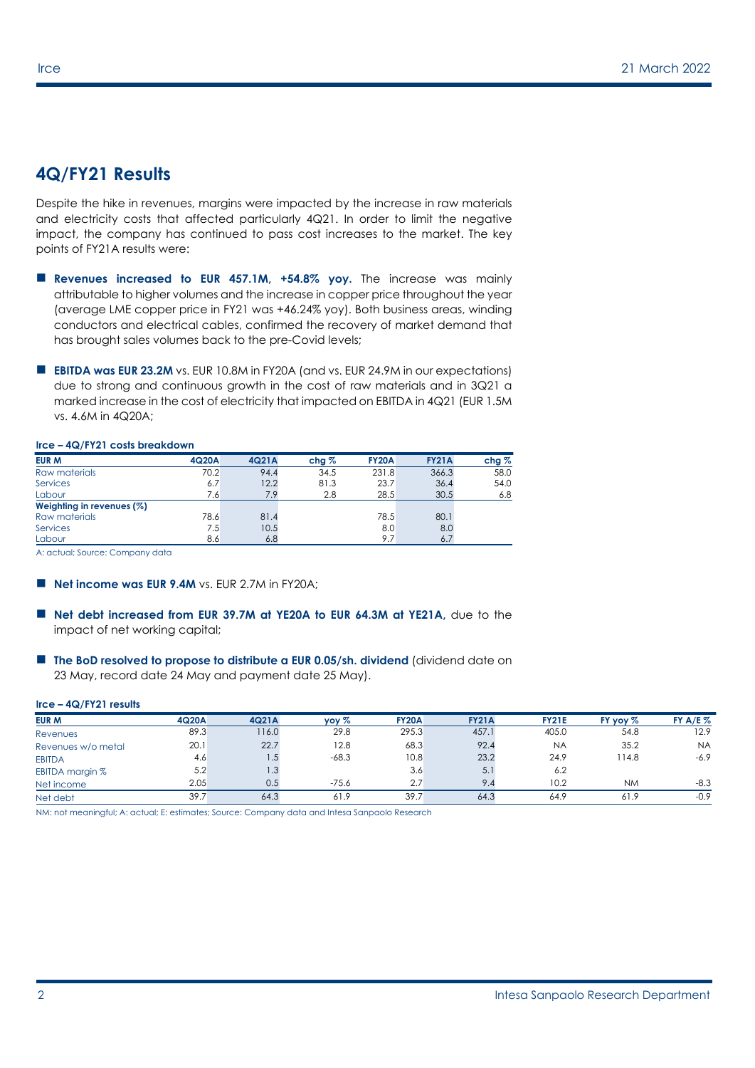## 4Q/FY21 Results

Despite the hike in revenues, margins were impacted by the increase in raw materials and electricity costs that affected particularly 4Q21. In order to limit the negative impact, the company has continued to pass cost increases to the market. The key points of FY21A results were:

- **Revenues increased to EUR 457.1M, +54.8% yoy.** The increase was mainly attributable to higher volumes and the increase in copper price throughout the year (average LME copper price in FY21 was +46.24% yoy). Both business areas, winding conductors and electrical cables, confirmed the recovery of market demand that has brought sales volumes back to the pre-Covid levels;

- **EBITDA was EUR 23.2M** vs. EUR 10.8M in FY20A (and vs. EUR 24.9M in our expectations) due to strong and continuous growth in the cost of raw materials and in 3Q21 a marked increase in the cost of electricity that impacted on EBITDA in 4Q21 (EUR 1.5M vs. 4.6M in 4Q20A;

**Irce – 4Q/FY21 costs breakdown**

| EUR M | 4Q20A | 4Q21A | chg % | FY20A | FY21A | chg % |
|---|---|---|---|---|---|---|
| Raw materials | 70.2 | 94.4 | 34.5 | 231.8 | 366.3 | 58.0 |
| Services | 6.7 | 12.2 | 81.3 | 23.7 | 36.4 | 54.0 |
| Labour | 7.6 | 7.9 | 2.8 | 28.5 | 30.5 | 6.8 |
| **Weighting in revenues (%)** | | | | | | |
| Raw materials | 78.6 | 81.4 | | 78.5 | 80.1 | |
| Services | 7.5 | 10.5 | | 8.0 | 8.0 | |
| Labour | 8.6 | 6.8 | | 9.7 | 6.7 | |

A: actual; Source: Company data

- **Net income was EUR 9.4M** vs. EUR 2.7M in FY20A;

- **Net debt increased from EUR 39.7M at YE20A to EUR 64.3M at YE21A,** due to the impact of net working capital;

- **The BoD resolved to propose to distribute a EUR 0.05/sh. dividend** (dividend date on 23 May, record date 24 May and payment date 25 May).

**Irce – 4Q/FY21 results**

| EUR M | 4Q20A | 4Q21A | yoy % | FY20A | FY21A | FY21E | FY yoy % | FY A/E % |
|---|---|---|---|---|---|---|---|---|
| Revenues | 89.3 | 116.0 | 29.8 | 295.3 | 457.1 | 405.0 | 54.8 | 12.9 |
| Revenues w/o metal | 20.1 | 22.7 | 12.8 | 68.3 | 92.4 | NA | 35.2 | NA |
| EBITDA | 4.6 | 1.5 | -68.3 | 10.8 | 23.2 | 24.9 | 114.8 | -6.9 |
| EBITDA margin % | 5.2 | 1.3 | | 3.6 | 5.1 | 6.2 | | |
| Net income | 2.05 | 0.5 | -75.6 | 2.7 | 9.4 | 10.2 | NM | -8.3 |
| Net debt | 39.7 | 64.3 | 61.9 | 39.7 | 64.3 | 64.9 | 61.9 | -0.9 |

NM: not meaningful; A: actual; E: estimates; Source: Company data and Intesa Sanpaolo Research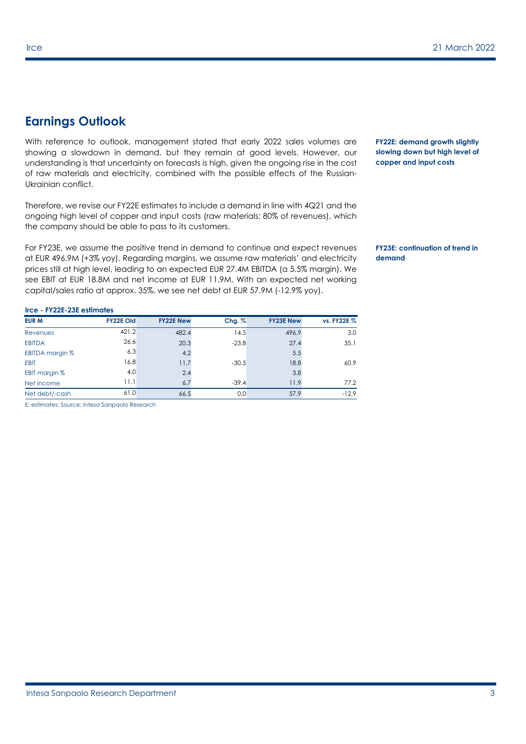## Earnings Outlook

**FY22E: demand growth slightly slowing down but high level of copper and input costs**

With reference to outlook, management stated that early 2022 sales volumes are showing a slowdown in demand, but they remain at good levels. However, our understanding is that uncertainty on forecasts is high, given the ongoing rise in the cost of raw materials and electricity, combined with the possible effects of the Russian-Ukrainian conflict.

Therefore, we revise our FY22E estimates to include a demand in line with 4Q21 and the ongoing high level of copper and input costs (raw materials: 80% of revenues), which the company should be able to pass to its customers.

**FY23E: continuation of trend in demand**

For FY23E, we assume the positive trend in demand to continue and expect revenues at EUR 496.9M (+3% yoy). Regarding margins, we assume raw materials' and electricity prices still at high level, leading to an expected EUR 27.4M EBITDA (a 5.5% margin). We see EBIT at EUR 18.8M and net income at EUR 11.9M. With an expected net working capital/sales ratio at approx. 35%, we see net debt at EUR 57.9M (-12.9% yoy).

**Irce - FY22E-23E estimates**

| EUR M | FY22E Old | FY22E New | Chg. % | FY23E New | vs. FY22E % |
|---|---|---|---|---|---|
| Revenues | 421.2 | 482.4 | 14.5 | 496.9 | 3.0 |
| EBITDA | 26.6 | 20.3 | -23.8 | 27.4 | 35.1 |
| EBITDA margin % | 6.3 | 4.2 | | 5.5 | |
| EBIT | 16.8 | 11.7 | -30.5 | 18.8 | 60.9 |
| EBIT margin % | 4.0 | 2.4 | | 3.8 | |
| Net income | 11.1 | 6.7 | -39.4 | 11.9 | 77.2 |
| Net debt/-cash | 61.0 | 66.5 | 0.0 | 57.9 | -12.9 |

E: estimates; Source: Intesa Sanpaolo Research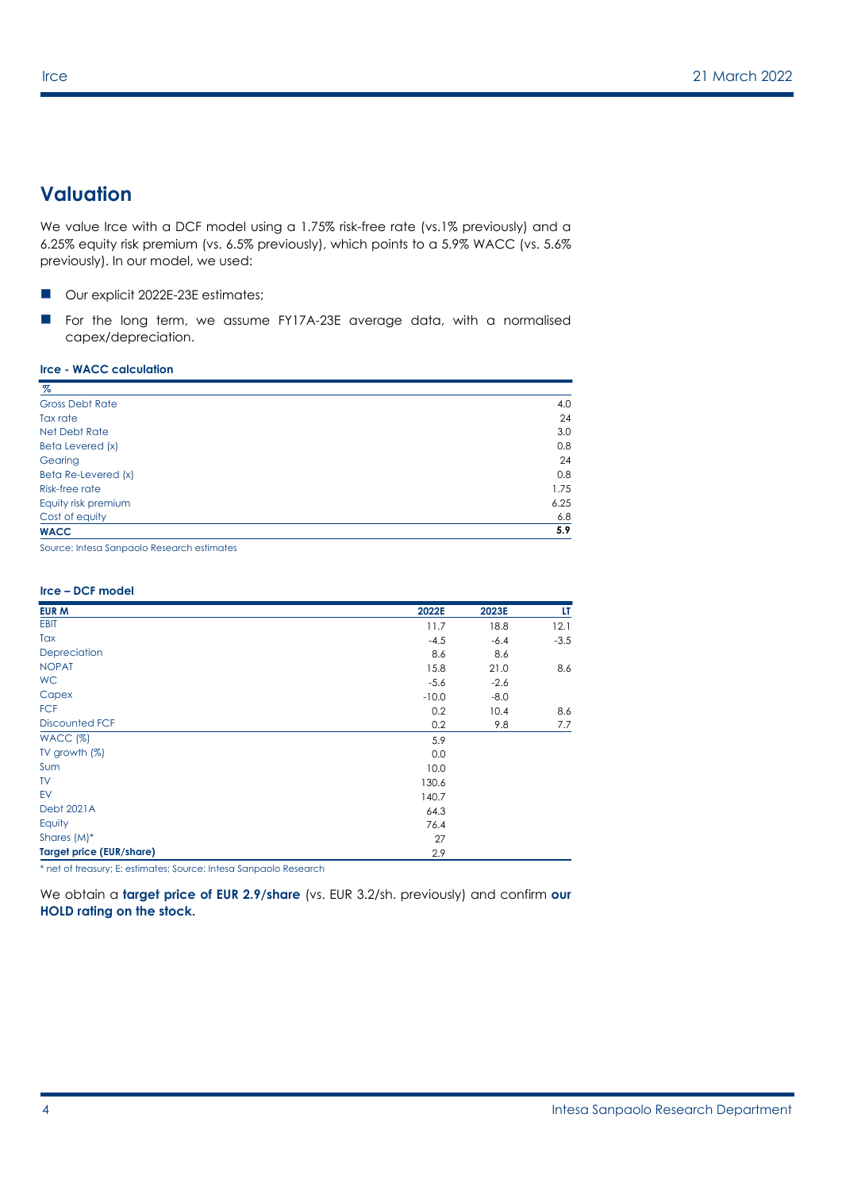## Valuation

We value Irce with a DCF model using a 1.75% risk-free rate (vs.1% previously) and a 6.25% equity risk premium (vs. 6.5% previously), which points to a 5.9% WACC (vs. 5.6% previously). In our model, we used:

- Our explicit 2022E-23E estimates;
- For the long term, we assume FY17A-23E average data, with a normalised capex/depreciation.

**Irce - WACC calculation**

| % | |
|---|---|
| Gross Debt Rate | 4.0 |
| Tax rate | 24 |
| Net Debt Rate | 3.0 |
| Beta Levered (x) | 0.8 |
| Gearing | 24 |
| Beta Re-Levered (x) | 0.8 |
| Risk-free rate | 1.75 |
| Equity risk premium | 6.25 |
| Cost of equity | 6.8 |
| **WACC** | **5.9** |

Source: Intesa Sanpaolo Research estimates

**Irce – DCF model**

| EUR M | 2022E | 2023E | LT |
|---|---|---|---|
| EBIT | 11.7 | 18.8 | 12.1 |
| Tax | -4.5 | -6.4 | -3.5 |
| Depreciation | 8.6 | 8.6 | |
| NOPAT | 15.8 | 21.0 | 8.6 |
| WC | -5.6 | -2.6 | |
| Capex | -10.0 | -8.0 | |
| FCF | 0.2 | 10.4 | 8.6 |
| Discounted FCF | 0.2 | 9.8 | 7.7 |
| WACC (%) | 5.9 | | |
| TV growth (%) | 0.0 | | |
| Sum | 10.0 | | |
| TV | 130.6 | | |
| EV | 140.7 | | |
| Debt 2021A | 64.3 | | |
| Equity | 76.4 | | |
| Shares (M)* | 27 | | |
| **Target price (EUR/share)** | 2.9 | | |

* net of treasury; E: estimates; Source: Intesa Sanpaolo Research

We obtain a **target price of EUR 2.9/share** (vs. EUR 3.2/sh. previously) and confirm **our HOLD rating on the stock.**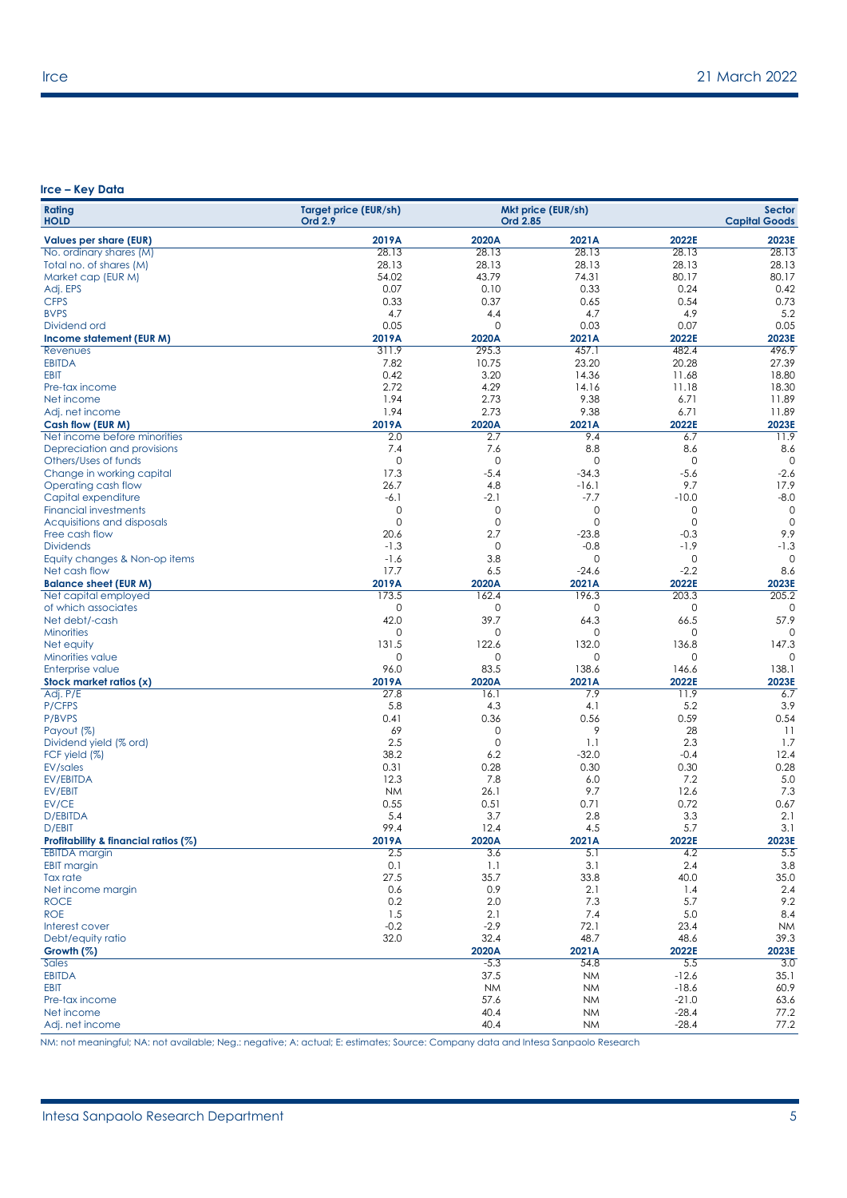**Irce – Key Data**

| Rating | Target price (EUR/sh) | | Mkt price (EUR/sh) | | Sector |
|---|---|---|---|---|---|
| HOLD | Ord 2.9 | | Ord 2.85 | | Capital Goods |

| **Values per share (EUR)** | **2019A** | **2020A** | **2021A** | **2022E** | **2023E** |
|---|---|---|---|---|---|
| No. ordinary shares (M) | 28.13 | 28.13 | 28.13 | 28.13 | 28.13 |
| Total no. of shares (M) | 28.13 | 28.13 | 28.13 | 28.13 | 28.13 |
| Market cap (EUR M) | 54.02 | 43.79 | 74.31 | 80.17 | 80.17 |
| Adj. EPS | 0.07 | 0.10 | 0.33 | 0.24 | 0.42 |
| CFPS | 0.33 | 0.37 | 0.65 | 0.54 | 0.73 |
| BVPS | 4.7 | 4.4 | 4.7 | 4.9 | 5.2 |
| Dividend ord | 0.05 | 0 | 0.03 | 0.07 | 0.05 |
| **Income statement (EUR M)** | **2019A** | **2020A** | **2021A** | **2022E** | **2023E** |
| Revenues | 311.9 | 295.3 | 457.1 | 482.4 | 496.9 |
| EBITDA | 7.82 | 10.75 | 23.20 | 20.28 | 27.39 |
| EBIT | 0.42 | 3.20 | 14.36 | 11.68 | 18.80 |
| Pre-tax income | 2.72 | 4.29 | 14.16 | 11.18 | 18.30 |
| Net income | 1.94 | 2.73 | 9.38 | 6.71 | 11.89 |
| Adj. net income | 1.94 | 2.73 | 9.38 | 6.71 | 11.89 |
| **Cash flow (EUR M)** | **2019A** | **2020A** | **2021A** | **2022E** | **2023E** |
| Net income before minorities | 2.0 | 2.7 | 9.4 | 6.7 | 11.9 |
| Depreciation and provisions | 7.4 | 7.6 | 8.8 | 8.6 | 8.6 |
| Others/Uses of funds | 0 | 0 | 0 | 0 | 0 |
| Change in working capital | 17.3 | -5.4 | -34.3 | -5.6 | -2.6 |
| Operating cash flow | 26.7 | 4.8 | -16.1 | 9.7 | 17.9 |
| Capital expenditure | -6.1 | -2.1 | -7.7 | -10.0 | -8.0 |
| Financial investments | 0 | 0 | 0 | 0 | 0 |
| Acquisitions and disposals | 0 | 0 | 0 | 0 | 0 |
| Free cash flow | 20.6 | 2.7 | -23.8 | -0.3 | 9.9 |
| Dividends | -1.3 | 0 | -0.8 | -1.9 | -1.3 |
| Equity changes & Non-op items | -1.6 | 3.8 | 0 | 0 | 0 |
| Net cash flow | 17.7 | 6.5 | -24.6 | -2.2 | 8.6 |
| **Balance sheet (EUR M)** | **2019A** | **2020A** | **2021A** | **2022E** | **2023E** |
| Net capital employed | 173.5 | 162.4 | 196.3 | 203.3 | 205.2 |
| of which associates | 0 | 0 | 0 | 0 | 0 |
| Net debt/-cash | 42.0 | 39.7 | 64.3 | 66.5 | 57.9 |
| Minorities | 0 | 0 | 0 | 0 | 0 |
| Net equity | 131.5 | 122.6 | 132.0 | 136.8 | 147.3 |
| Minorities value | 0 | 0 | 0 | 0 | 0 |
| Enterprise value | 96.0 | 83.5 | 138.6 | 146.6 | 138.1 |
| **Stock market ratios (x)** | **2019A** | **2020A** | **2021A** | **2022E** | **2023E** |
| Adj. P/E | 27.8 | 16.1 | 7.9 | 11.9 | 6.7 |
| P/CFPS | 5.8 | 4.3 | 4.1 | 5.2 | 3.9 |
| P/BVPS | 0.41 | 0.36 | 0.56 | 0.59 | 0.54 |
| Payout (%) | 69 | 0 | 9 | 28 | 11 |
| Dividend yield (% ord) | 2.5 | 0 | 1.1 | 2.3 | 1.7 |
| FCF yield (%) | 38.2 | 6.2 | -32.0 | -0.4 | 12.4 |
| EV/sales | 0.31 | 0.28 | 0.30 | 0.30 | 0.28 |
| EV/EBITDA | 12.3 | 7.8 | 6.0 | 7.2 | 5.0 |
| EV/EBIT | NM | 26.1 | 9.7 | 12.6 | 7.3 |
| EV/CE | 0.55 | 0.51 | 0.71 | 0.72 | 0.67 |
| D/EBITDA | 5.4 | 3.7 | 2.8 | 3.3 | 2.1 |
| D/EBIT | 99.4 | 12.4 | 4.5 | 5.7 | 3.1 |
| **Profitability & financial ratios (%)** | **2019A** | **2020A** | **2021A** | **2022E** | **2023E** |
| EBITDA margin | 2.5 | 3.6 | 5.1 | 4.2 | 5.5 |
| EBIT margin | 0.1 | 1.1 | 3.1 | 2.4 | 3.8 |
| Tax rate | 27.5 | 35.7 | 33.8 | 40.0 | 35.0 |
| Net income margin | 0.6 | 0.9 | 2.1 | 1.4 | 2.4 |
| ROCE | 0.2 | 2.0 | 7.3 | 5.7 | 9.2 |
| ROE | 1.5 | 2.1 | 7.4 | 5.0 | 8.4 |
| Interest cover | -0.2 | -2.9 | 72.1 | 23.4 | NM |
| Debt/equity ratio | 32.0 | 32.4 | 48.7 | 48.6 | 39.3 |
| **Growth (%)** | | **2020A** | **2021A** | **2022E** | **2023E** |
| Sales | | -5.3 | 54.8 | 5.5 | 3.0 |
| EBITDA | | 37.5 | NM | -12.6 | 35.1 |
| EBIT | | NM | NM | -18.6 | 60.9 |
| Pre-tax income | | 57.6 | NM | -21.0 | 63.6 |
| Net income | | 40.4 | NM | -28.4 | 77.2 |
| Adj. net income | | 40.4 | NM | -28.4 | 77.2 |

NM: not meaningful; NA: not available; Neg.: negative; A: actual; E: estimates; Source: Company data and Intesa Sanpaolo Research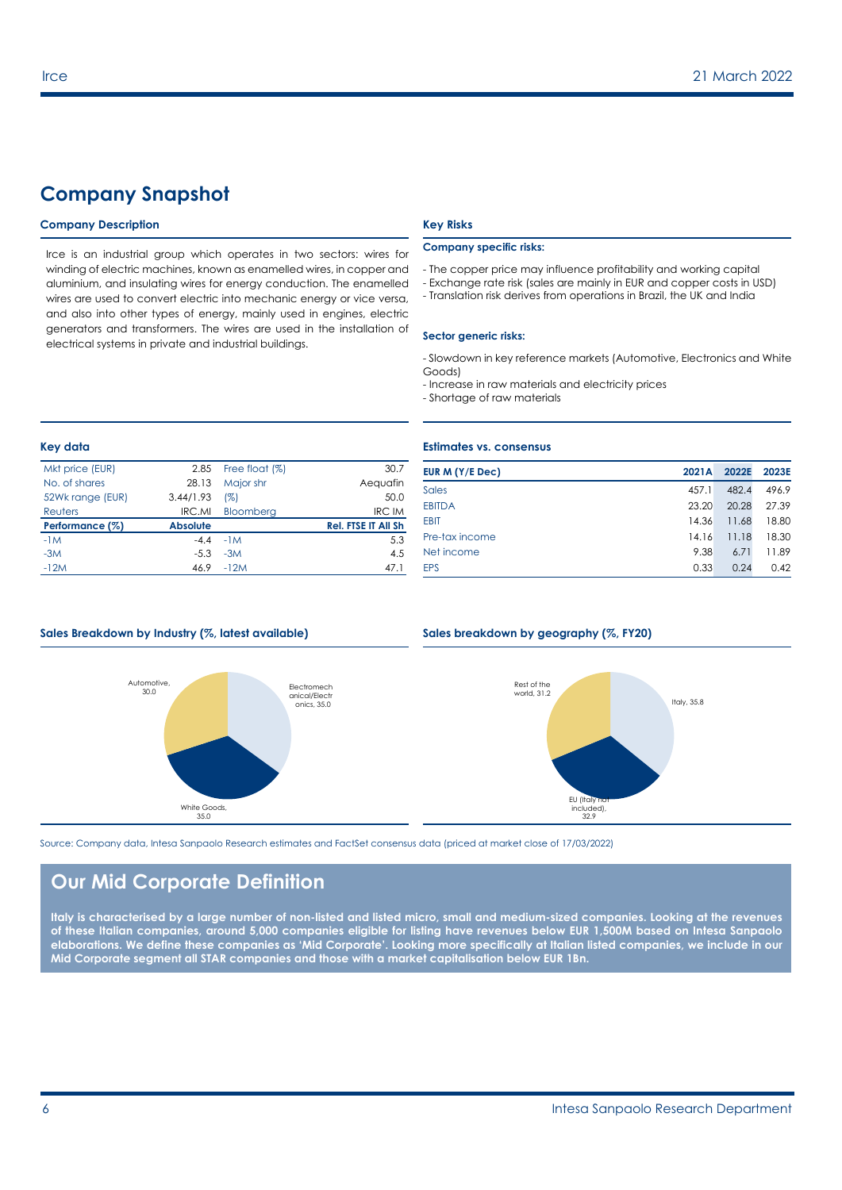# Company Snapshot

### Company Description

Irce is an industrial group which operates in two sectors: wires for winding of electric machines, known as enamelled wires, in copper and aluminium, and insulating wires for energy conduction. The enamelled wires are used to convert electric into mechanic energy or vice versa, and also into other types of energy, mainly used in engines, electric generators and transformers. The wires are used in the installation of electrical systems in private and industrial buildings.

### Key Risks

**Company specific risks:**

- The copper price may influence profitability and working capital
- Exchange rate risk (sales are mainly in EUR and copper costs in USD)
- Translation risk derives from operations in Brazil, the UK and India

**Sector generic risks:**

- Slowdown in key reference markets (Automotive, Electronics and White Goods)
- Increase in raw materials and electricity prices
- Shortage of raw materials

### Key data

| | | | |
|---|---|---|---|
| Mkt price (EUR) | 2.85 | Free float (%) | 30.7 |
| No. of shares | 28.13 | Major shr | Aequafin |
| 52Wk range (EUR) | 3.44/1.93 | (%) | 50.0 |
| Reuters | IRC.MI | Bloomberg | IRC IM |
| **Performance (%)** | **Absolute** | | **Rel. FTSE IT All Sh** |
| -1M | -4.4 | -1M | 5.3 |
| -3M | -5.3 | -3M | 4.5 |
| -12M | 46.9 | -12M | 47.1 |

### Estimates vs. consensus

| EUR M (Y/E Dec) | 2021A | 2022E | 2023E |
|---|---|---|---|
| Sales | 457.1 | 482.4 | 496.9 |
| EBITDA | 23.20 | 20.28 | 27.39 |
| EBIT | 14.36 | 11.68 | 18.80 |
| Pre-tax income | 14.16 | 11.18 | 18.30 |
| Net income | 9.38 | 6.71 | 11.89 |
| EPS | 0.33 | 0.24 | 0.42 |

### Sales Breakdown by Industry (%, latest available)

Automotive, 30.0
Electromechanical/Electronics, 35.0
White Goods, 35.0

### Sales breakdown by geography (%, FY20)

Rest of the world, 31.2
Italy, 35.8
EU (Italy not included), 32.9

Source: Company data, Intesa Sanpaolo Research estimates and FactSet consensus data (priced at market close of 17/03/2022)

## Our Mid Corporate Definition

**Italy is characterised by a large number of non-listed and listed micro, small and medium-sized companies. Looking at the revenues of these Italian companies, around 5,000 companies eligible for listing have revenues below EUR 1,500M based on Intesa Sanpaolo elaborations. We define these companies as 'Mid Corporate'. Looking more specifically at Italian listed companies, we include in our Mid Corporate segment all STAR companies and those with a market capitalisation below EUR 1Bn.**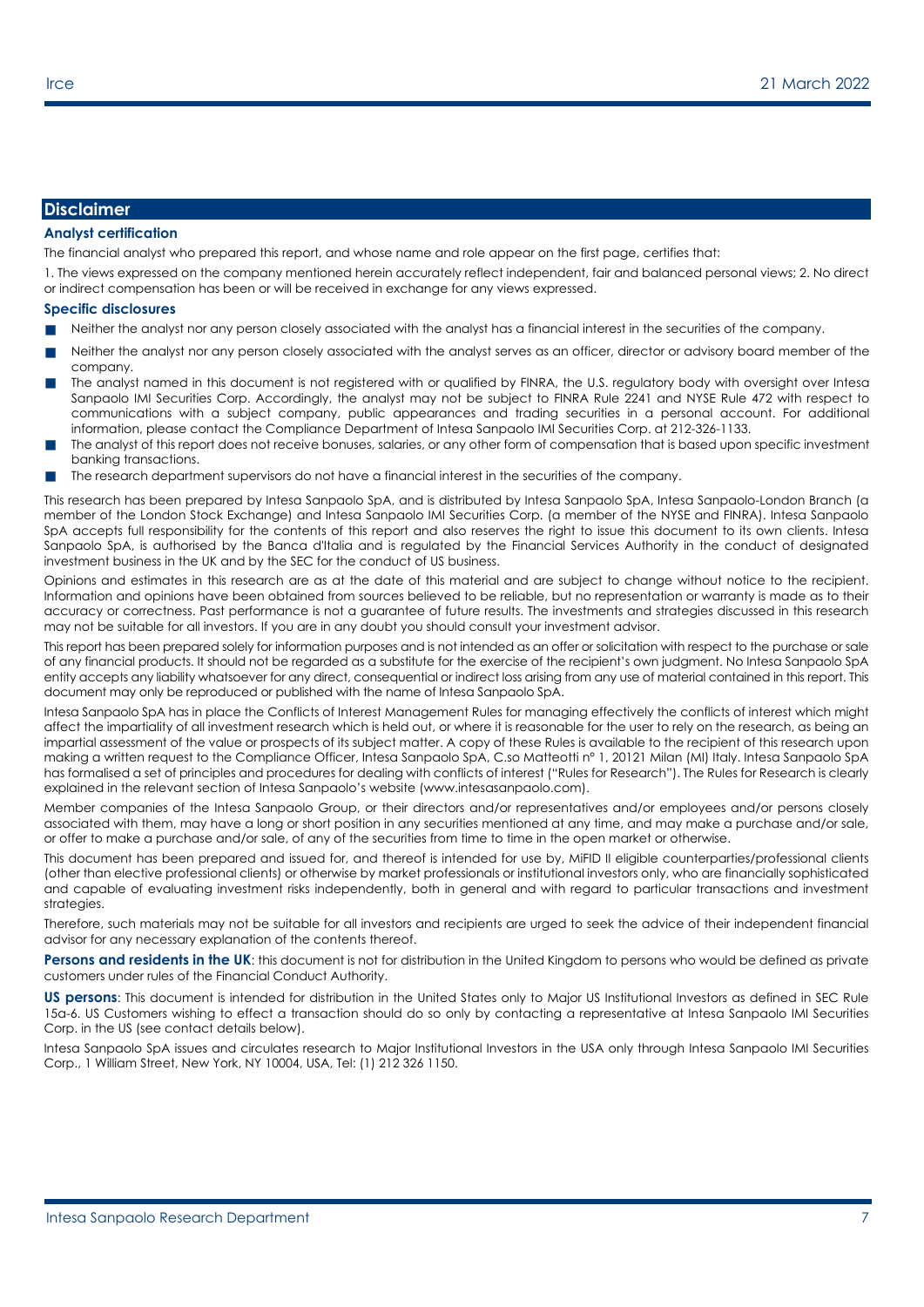## Disclaimer

### Analyst certification

The financial analyst who prepared this report, and whose name and role appear on the first page, certifies that:

1. The views expressed on the company mentioned herein accurately reflect independent, fair and balanced personal views; 2. No direct or indirect compensation has been or will be received in exchange for any views expressed.

### Specific disclosures

- Neither the analyst nor any person closely associated with the analyst has a financial interest in the securities of the company.
- Neither the analyst nor any person closely associated with the analyst serves as an officer, director or advisory board member of the company.
- The analyst named in this document is not registered with or qualified by FINRA, the U.S. regulatory body with oversight over Intesa Sanpaolo IMI Securities Corp. Accordingly, the analyst may not be subject to FINRA Rule 2241 and NYSE Rule 472 with respect to communications with a subject company, public appearances and trading securities in a personal account. For additional information, please contact the Compliance Department of Intesa Sanpaolo IMI Securities Corp. at 212-326-1133.
- The analyst of this report does not receive bonuses, salaries, or any other form of compensation that is based upon specific investment banking transactions.
- The research department supervisors do not have a financial interest in the securities of the company.

This research has been prepared by Intesa Sanpaolo SpA, and is distributed by Intesa Sanpaolo SpA, Intesa Sanpaolo-London Branch (a member of the London Stock Exchange) and Intesa Sanpaolo IMI Securities Corp. (a member of the NYSE and FINRA). Intesa Sanpaolo SpA accepts full responsibility for the contents of this report and also reserves the right to issue this document to its own clients. Intesa Sanpaolo SpA, is authorised by the Banca d'Italia and is regulated by the Financial Services Authority in the conduct of designated investment business in the UK and by the SEC for the conduct of US business.

Opinions and estimates in this research are as at the date of this material and are subject to change without notice to the recipient. Information and opinions have been obtained from sources believed to be reliable, but no representation or warranty is made as to their accuracy or correctness. Past performance is not a guarantee of future results. The investments and strategies discussed in this research may not be suitable for all investors. If you are in any doubt you should consult your investment advisor.

This report has been prepared solely for information purposes and is not intended as an offer or solicitation with respect to the purchase or sale of any financial products. It should not be regarded as a substitute for the exercise of the recipient's own judgment. No Intesa Sanpaolo SpA entity accepts any liability whatsoever for any direct, consequential or indirect loss arising from any use of material contained in this report. This document may only be reproduced or published with the name of Intesa Sanpaolo SpA.

Intesa Sanpaolo SpA has in place the Conflicts of Interest Management Rules for managing effectively the conflicts of interest which might affect the impartiality of all investment research which is held out, or where it is reasonable for the user to rely on the research, as being an impartial assessment of the value or prospects of its subject matter. A copy of these Rules is available to the recipient of this research upon making a written request to the Compliance Officer, Intesa Sanpaolo SpA, C.so Matteotti n° 1, 20121 Milan (MI) Italy. Intesa Sanpaolo SpA has formalised a set of principles and procedures for dealing with conflicts of interest ("Rules for Research"). The Rules for Research is clearly explained in the relevant section of Intesa Sanpaolo's website (www.intesasanpaolo.com).

Member companies of the Intesa Sanpaolo Group, or their directors and/or representatives and/or employees and/or persons closely associated with them, may have a long or short position in any securities mentioned at any time, and may make a purchase and/or sale, or offer to make a purchase and/or sale, of any of the securities from time to time in the open market or otherwise.

This document has been prepared and issued for, and thereof is intended for use by, MiFID II eligible counterparties/professional clients (other than elective professional clients) or otherwise by market professionals or institutional investors only, who are financially sophisticated and capable of evaluating investment risks independently, both in general and with regard to particular transactions and investment strategies.

Therefore, such materials may not be suitable for all investors and recipients are urged to seek the advice of their independent financial advisor for any necessary explanation of the contents thereof.

**Persons and residents in the UK**: this document is not for distribution in the United Kingdom to persons who would be defined as private customers under rules of the Financial Conduct Authority.

**US persons**: This document is intended for distribution in the United States only to Major US Institutional Investors as defined in SEC Rule 15a-6. US Customers wishing to effect a transaction should do so only by contacting a representative at Intesa Sanpaolo IMI Securities Corp. in the US (see contact details below).

Intesa Sanpaolo SpA issues and circulates research to Major Institutional Investors in the USA only through Intesa Sanpaolo IMI Securities Corp., 1 William Street, New York, NY 10004, USA, Tel: (1) 212 326 1150.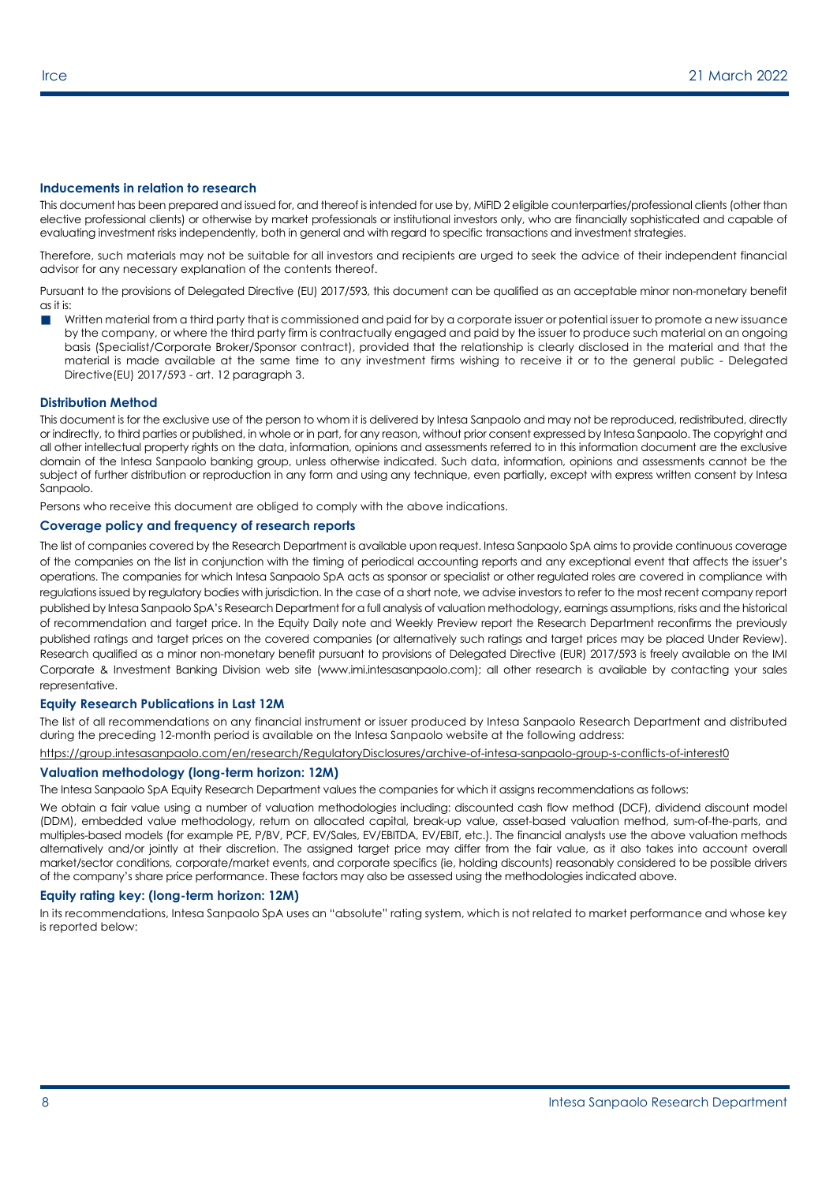### Inducements in relation to research

This document has been prepared and issued for, and thereof is intended for use by, MiFID 2 eligible counterparties/professional clients (other than elective professional clients) or otherwise by market professionals or institutional investors only, who are financially sophisticated and capable of evaluating investment risks independently, both in general and with regard to specific transactions and investment strategies.

Therefore, such materials may not be suitable for all investors and recipients are urged to seek the advice of their independent financial advisor for any necessary explanation of the contents thereof.

Pursuant to the provisions of Delegated Directive (EU) 2017/593, this document can be qualified as an acceptable minor non-monetary benefit as it is:

- Written material from a third party that is commissioned and paid for by a corporate issuer or potential issuer to promote a new issuance by the company, or where the third party firm is contractually engaged and paid by the issuer to produce such material on an ongoing basis (Specialist/Corporate Broker/Sponsor contract), provided that the relationship is clearly disclosed in the material and that the material is made available at the same time to any investment firms wishing to receive it or to the general public - Delegated Directive(EU) 2017/593 - art. 12 paragraph 3.

### Distribution Method

This document is for the exclusive use of the person to whom it is delivered by Intesa Sanpaolo and may not be reproduced, redistributed, directly or indirectly, to third parties or published, in whole or in part, for any reason, without prior consent expressed by Intesa Sanpaolo. The copyright and all other intellectual property rights on the data, information, opinions and assessments referred to in this information document are the exclusive domain of the Intesa Sanpaolo banking group, unless otherwise indicated. Such data, information, opinions and assessments cannot be the subject of further distribution or reproduction in any form and using any technique, even partially, except with express written consent by Intesa Sanpaolo.

Persons who receive this document are obliged to comply with the above indications.

### Coverage policy and frequency of research reports

The list of companies covered by the Research Department is available upon request. Intesa Sanpaolo SpA aims to provide continuous coverage of the companies on the list in conjunction with the timing of periodical accounting reports and any exceptional event that affects the issuer's operations. The companies for which Intesa Sanpaolo SpA acts as sponsor or specialist or other regulated roles are covered in compliance with regulations issued by regulatory bodies with jurisdiction. In the case of a short note, we advise investors to refer to the most recent company report published by Intesa Sanpaolo SpA's Research Department for a full analysis of valuation methodology, earnings assumptions, risks and the historical of recommendation and target price. In the Equity Daily note and Weekly Preview report the Research Department reconfirms the previously published ratings and target prices on the covered companies (or alternatively such ratings and target prices may be placed Under Review). Research qualified as a minor non-monetary benefit pursuant to provisions of Delegated Directive (EUR) 2017/593 is freely available on the IMI Corporate & Investment Banking Division web site (www.imi.intesasanpaolo.com); all other research is available by contacting your sales representative.

### Equity Research Publications in Last 12M

The list of all recommendations on any financial instrument or issuer produced by Intesa Sanpaolo Research Department and distributed during the preceding 12-month period is available on the Intesa Sanpaolo website at the following address:

https://group.intesasanpaolo.com/en/research/RegulatoryDisclosures/archive-of-intesa-sanpaolo-group-s-conflicts-of-interest0

### Valuation methodology (long-term horizon: 12M)

The Intesa Sanpaolo SpA Equity Research Department values the companies for which it assigns recommendations as follows:

We obtain a fair value using a number of valuation methodologies including: discounted cash flow method (DCF), dividend discount model (DDM), embedded value methodology, return on allocated capital, break-up value, asset-based valuation method, sum-of-the-parts, and multiples-based models (for example PE, P/BV, PCF, EV/Sales, EV/EBITDA, EV/EBIT, etc.). The financial analysts use the above valuation methods alternatively and/or jointly at their discretion. The assigned target price may differ from the fair value, as it also takes into account overall market/sector conditions, corporate/market events, and corporate specifics (ie, holding discounts) reasonably considered to be possible drivers of the company's share price performance. These factors may also be assessed using the methodologies indicated above.

### Equity rating key: (long-term horizon: 12M)

In its recommendations, Intesa Sanpaolo SpA uses an "absolute" rating system, which is not related to market performance and whose key is reported below: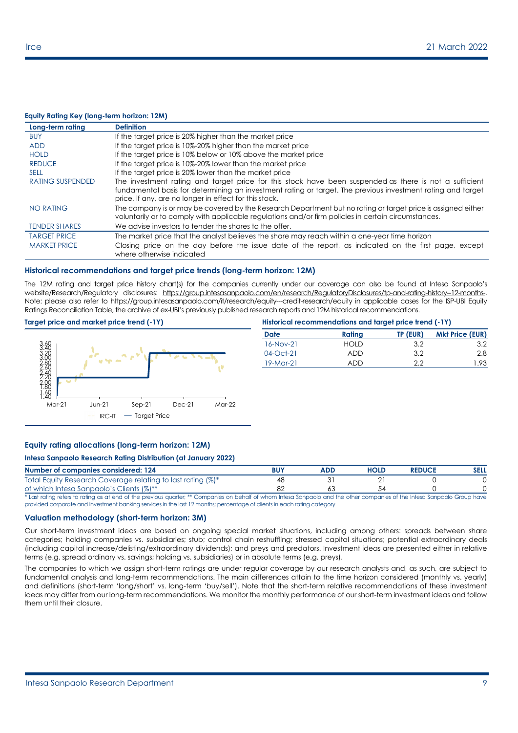**Equity Rating Key (long-term horizon: 12M)**

| Long-term rating | Definition |
|---|---|
| BUY | If the target price is 20% higher than the market price |
| ADD | If the target price is 10%-20% higher than the market price |
| HOLD | If the target price is 10% below or 10% above the market price |
| REDUCE | If the target price is 10%-20% lower than the market price |
| SELL | If the target price is 20% lower than the market price |
| RATING SUSPENDED | The investment rating and target price for this stock have been suspended as there is not a sufficient fundamental basis for determining an investment rating or target. The previous investment rating and target price, if any, are no longer in effect for this stock. |
| NO RATING | The company is or may be covered by the Research Department but no rating or target price is assigned either voluntarily or to comply with applicable regulations and/or firm policies in certain circumstances. |
| TENDER SHARES | We advise investors to tender the shares to the offer. |
| TARGET PRICE | The market price that the analyst believes the share may reach within a one-year time horizon |
| MARKET PRICE | Closing price on the day before the issue date of the report, as indicated on the first page, except where otherwise indicated |

### Historical recommendations and target price trends (long-term horizon: 12M)

The 12M rating and target price history chart(s) for the companies currently under our coverage can also be found at Intesa Sanpaolo's website/Research/Regulatory disclosures: https://group.intesasanpaolo.com/en/research/RegulatoryDisclosures/tp-and-rating-history--12-months-. Note: please also refer to https://group.intesasanpaolo.com/it/research/equity---credit-research/equity in applicable cases for the ISP-UBI Equity Ratings Reconciliation Table, the archive of ex-UBI's previously published research reports and 12M historical recommendations.

**Target price and market price trend (-1Y)**

3.60
3.40
3.20
3.00
2.80
2.60
2.40
2.20
2.00
1.80
1.60
1.40
Mar-21 Jun-21 Sep-21 Dec-21 Mar-22
IRC-IT — Target Price

**Historical recommendations and target price trend (-1Y)**

| Date | Rating | TP (EUR) | Mkt Price (EUR) |
|---|---|---|---|
| 16-Nov-21 | HOLD | 3.2 | 3.2 |
| 04-Oct-21 | ADD | 3.2 | 2.8 |
| 19-Mar-21 | ADD | 2.2 | 1.93 |

### Equity rating allocations (long-term horizon: 12M)

**Intesa Sanpaolo Research Rating Distribution (at January 2022)**

| Number of companies considered: 124 | BUY | ADD | HOLD | REDUCE | SELL |
|---|---|---|---|---|---|
| Total Equity Research Coverage relating to last rating (%)* | 48 | 31 | 21 | 0 | 0 |
| of which Intesa Sanpaolo's Clients (%)** | 82 | 63 | 54 | 0 | 0 |

* Last rating refers to rating as at end of the previous quarter; ** Companies on behalf of whom Intesa Sanpaolo and the other companies of the Intesa Sanpaolo Group have provided corporate and investment banking services in the last 12 months; percentage of clients in each rating category

### Valuation methodology (short-term horizon: 3M)

Our short-term investment ideas are based on ongoing special market situations, including among others: spreads between share categories; holding companies vs. subsidiaries; stub; control chain reshuffling; stressed capital situations; potential extraordinary deals (including capital increase/delisting/extraordinary dividends); and preys and predators. Investment ideas are presented either in relative terms (e.g. spread ordinary vs. savings; holding vs. subsidiaries) or in absolute terms (e.g. preys).

The companies to which we assign short-term ratings are under regular coverage by our research analysts and, as such, are subject to fundamental analysis and long-term recommendations. The main differences attain to the time horizon considered (monthly vs. yearly) and definitions (short-term 'long/short' vs. long-term 'buy/sell'). Note that the short-term relative recommendations of these investment ideas may differ from our long-term recommendations. We monitor the monthly performance of our short-term investment ideas and follow them until their closure.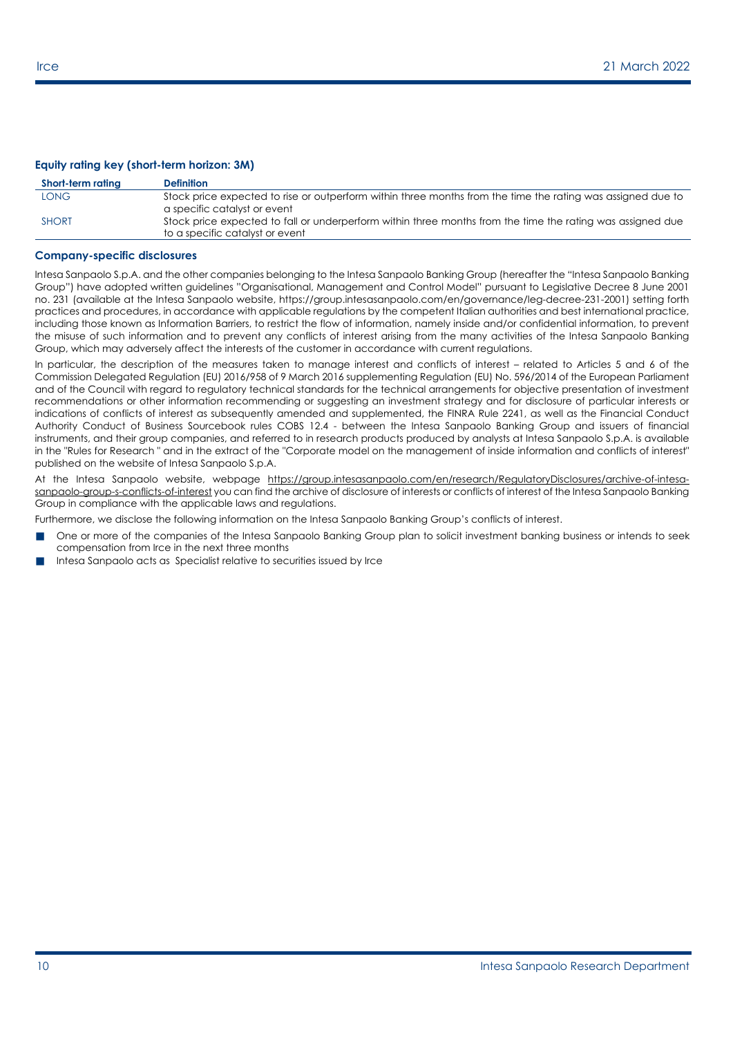### Equity rating key (short-term horizon: 3M)

| Short-term rating | Definition |
| --- | --- |
| LONG | Stock price expected to rise or outperform within three months from the time the rating was assigned due to a specific catalyst or event |
| SHORT | Stock price expected to fall or underperform within three months from the time the rating was assigned due to a specific catalyst or event |

### Company-specific disclosures

Intesa Sanpaolo S.p.A. and the other companies belonging to the Intesa Sanpaolo Banking Group (hereafter the "Intesa Sanpaolo Banking Group") have adopted written guidelines "Organisational, Management and Control Model" pursuant to Legislative Decree 8 June 2001 no. 231 (available at the Intesa Sanpaolo website, https://group.intesasanpaolo.com/en/governance/leg-decree-231-2001) setting forth practices and procedures, in accordance with applicable regulations by the competent Italian authorities and best international practice, including those known as Information Barriers, to restrict the flow of information, namely inside and/or confidential information, to prevent the misuse of such information and to prevent any conflicts of interest arising from the many activities of the Intesa Sanpaolo Banking Group, which may adversely affect the interests of the customer in accordance with current regulations.

In particular, the description of the measures taken to manage interest and conflicts of interest – related to Articles 5 and 6 of the Commission Delegated Regulation (EU) 2016/958 of 9 March 2016 supplementing Regulation (EU) No. 596/2014 of the European Parliament and of the Council with regard to regulatory technical standards for the technical arrangements for objective presentation of investment recommendations or other information recommending or suggesting an investment strategy and for disclosure of particular interests or indications of conflicts of interest as subsequently amended and supplemented, the FINRA Rule 2241, as well as the Financial Conduct Authority Conduct of Business Sourcebook rules COBS 12.4 - between the Intesa Sanpaolo Banking Group and issuers of financial instruments, and their group companies, and referred to in research products produced by analysts at Intesa Sanpaolo S.p.A. is available in the "Rules for Research " and in the extract of the "Corporate model on the management of inside information and conflicts of interest" published on the website of Intesa Sanpaolo S.p.A.

At the Intesa Sanpaolo website, webpage https://group.intesasanpaolo.com/en/research/RegulatoryDisclosures/archive-of-intesa-sanpaolo-group-s-conflicts-of-interest you can find the archive of disclosure of interests or conflicts of interest of the Intesa Sanpaolo Banking Group in compliance with the applicable laws and regulations.

Furthermore, we disclose the following information on the Intesa Sanpaolo Banking Group's conflicts of interest.

- One or more of the companies of the Intesa Sanpaolo Banking Group plan to solicit investment banking business or intends to seek compensation from Irce in the next three months
- Intesa Sanpaolo acts as Specialist relative to securities issued by Irce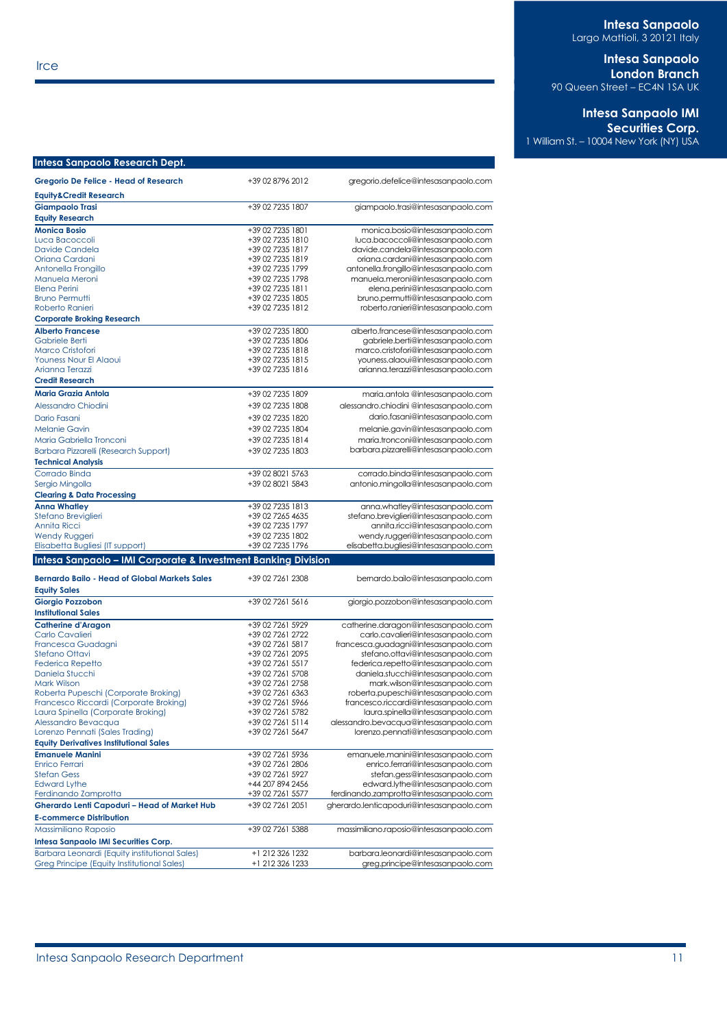Irce

**Intesa Sanpaolo**
Largo Mattioli, 3 20121 Italy

**Intesa Sanpaolo London Branch**
90 Queen Street – EC4N 1SA UK

**Intesa Sanpaolo IMI Securities Corp.**
1 William St. – 10004 New York (NY) USA

## Intesa Sanpaolo Research Dept.

| | | |
|---|---|---|
| **Gregorio De Felice - Head of Research** | +39 02 8796 2012 | gregorio.defelice@intesasanpaolo.com |
| **Equity&Credit Research** | | |
| **Giampaolo Trasi** | +39 02 7235 1807 | giampaolo.trasi@intesasanpaolo.com |
| **Equity Research** | | |
| **Monica Bosio** | +39 02 7235 1801 | monica.bosio@intesasanpaolo.com |
| Luca Bacoccoli | +39 02 7235 1810 | luca.bacoccoli@intesasanpaolo.com |
| Davide Candela | +39 02 7235 1817 | davide.candela@intesasanpaolo.com |
| Oriana Cardani | +39 02 7235 1819 | oriana.cardani@intesasanpaolo.com |
| Antonella Frongillo | +39 02 7235 1799 | antonella.frongillo@intesasanpaolo.com |
| Manuela Meroni | +39 02 7235 1798 | manuela.meroni@intesasanpaolo.com |
| Elena Perini | +39 02 7235 1811 | elena.perini@intesasanpaolo.com |
| Bruno Permutti | +39 02 7235 1805 | bruno.permutti@intesasanpaolo.com |
| Roberto Ranieri | +39 02 7235 1812 | roberto.ranieri@intesasanpaolo.com |
| **Corporate Broking Research** | | |
| **Alberto Francese** | +39 02 7235 1800 | alberto.francese@intesasanpaolo.com |
| Gabriele Berti | +39 02 7235 1806 | gabriele.berti@intesasanpaolo.com |
| Marco Cristofori | +39 02 7235 1818 | marco.cristofori@intesasanpaolo.com |
| Youness Nour El Alaoui | +39 02 7235 1815 | youness.alaoui@intesasanpaolo.com |
| Arianna Terazzi | +39 02 7235 1816 | arianna.terazzi@intesasanpaolo.com |
| **Credit Research** | | |
| **Maria Grazia Antola** | +39 02 7235 1809 | maria.antola @intesasanpaolo.com |
| Alessandro Chiodini | +39 02 7235 1808 | alessandro.chiodini @intesasanpaolo.com |
| Dario Fasani | +39 02 7235 1820 | dario.fasani@intesasanpaolo.com |
| Melanie Gavin | +39 02 7235 1804 | melanie.gavin@intesasanpaolo.com |
| Maria Gabriella Tronconi | +39 02 7235 1814 | maria.tronconi@intesasanpaolo.com |
| Barbara Pizzarelli (Research Support) | +39 02 7235 1803 | barbara.pizzarelli@intesasanpaolo.com |
| **Technical Analysis** | | |
| Corrado Binda | +39 02 8021 5763 | corrado.binda@intesasanpaolo.com |
| Sergio Mingolla | +39 02 8021 5843 | antonio.mingolla@intesasanpaolo.com |
| **Clearing & Data Processing** | | |
| **Anna Whatley** | +39 02 7235 1813 | anna.whatley@intesasanpaolo.com |
| Stefano Breviglieri | +39 02 7265 4635 | stefano.breviglieri@intesasanpaolo.com |
| Annita Ricci | +39 02 7235 1797 | annita.ricci@intesasanpaolo.com |
| Wendy Ruggeri | +39 02 7235 1802 | wendy.ruggeri@intesasanpaolo.com |
| Elisabetta Bugliesi (IT support) | +39 02 7235 1796 | elisabetta.bugliesi@intesasanpaolo.com |

## Intesa Sanpaolo – IMI Corporate & Investment Banking Division

| | | |
|---|---|---|
| **Bernardo Bailo - Head of Global Markets Sales** | +39 02 7261 2308 | bernardo.bailo@intesasanpaolo.com |
| **Equity Sales** | | |
| **Giorgio Pozzobon** | +39 02 7261 5616 | giorgio.pozzobon@intesasanpaolo.com |
| **Institutional Sales** | | |
| **Catherine d'Aragon** | +39 02 7261 5929 | catherine.daragon@intesasanpaolo.com |
| Carlo Cavalieri | +39 02 7261 2722 | carlo.cavalieri@intesasanpaolo.com |
| Francesca Guadagni | +39 02 7261 5817 | francesca.guadagni@intesasanpaolo.com |
| Stefano Ottavi | +39 02 7261 2095 | stefano.ottavi@intesasanpaolo.com |
| Federica Repetto | +39 02 7261 5517 | federica.repetto@intesasanpaolo.com |
| Daniela Stucchi | +39 02 7261 5708 | daniela.stucchi@intesasanpaolo.com |
| Mark Wilson | +39 02 7261 2758 | mark.wilson@intesasanpaolo.com |
| Roberta Pupeschi (Corporate Broking) | +39 02 7261 6363 | roberta.pupeschi@intesasanpaolo.com |
| Francesco Riccardi (Corporate Broking) | +39 02 7261 5966 | francesco.riccardi@intesasanpaolo.com |
| Laura Spinella (Corporate Broking) | +39 02 7261 5782 | laura.spinella@intesasanpaolo.com |
| Alessandro Bevacqua | +39 02 7261 5114 | alessandro.bevacqua@intesasanpaolo.com |
| Lorenzo Pennati (Sales Trading) | +39 02 7261 5647 | lorenzo.pennati@intesasanpaolo.com |
| **Equity Derivatives Institutional Sales** | | |
| **Emanuele Manini** | +39 02 7261 5936 | emanuele.manini@intesasanpaolo.com |
| Enrico Ferrari | +39 02 7261 2806 | enrico.ferrari@intesasanpaolo.com |
| Stefan Gess | +39 02 7261 5927 | stefan.gess@intesasanpaolo.com |
| Edward Lythe | +44 207 894 2456 | edward.lythe@intesasanpaolo.com |
| Ferdinando Zamprotta | +39 02 7261 5577 | ferdinando.zamprotta@intesasanpaolo.com |
| **Gherardo Lenti Capoduri – Head of Market Hub** | +39 02 7261 2051 | gherardo.lenticapoduri@intesasanpaolo.com |
| **E-commerce Distribution** | | |
| Massimiliano Raposio | +39 02 7261 5388 | massimiliano.raposio@intesasanpaolo.com |
| **Intesa Sanpaolo IMI Securities Corp.** | | |
| Barbara Leonardi (Equity institutional Sales) | +1 212 326 1232 | barbara.leonardi@intesasanpaolo.com |
| Greg Principe (Equity Institutional Sales) | +1 212 326 1233 | greg.principe@intesasanpaolo.com |